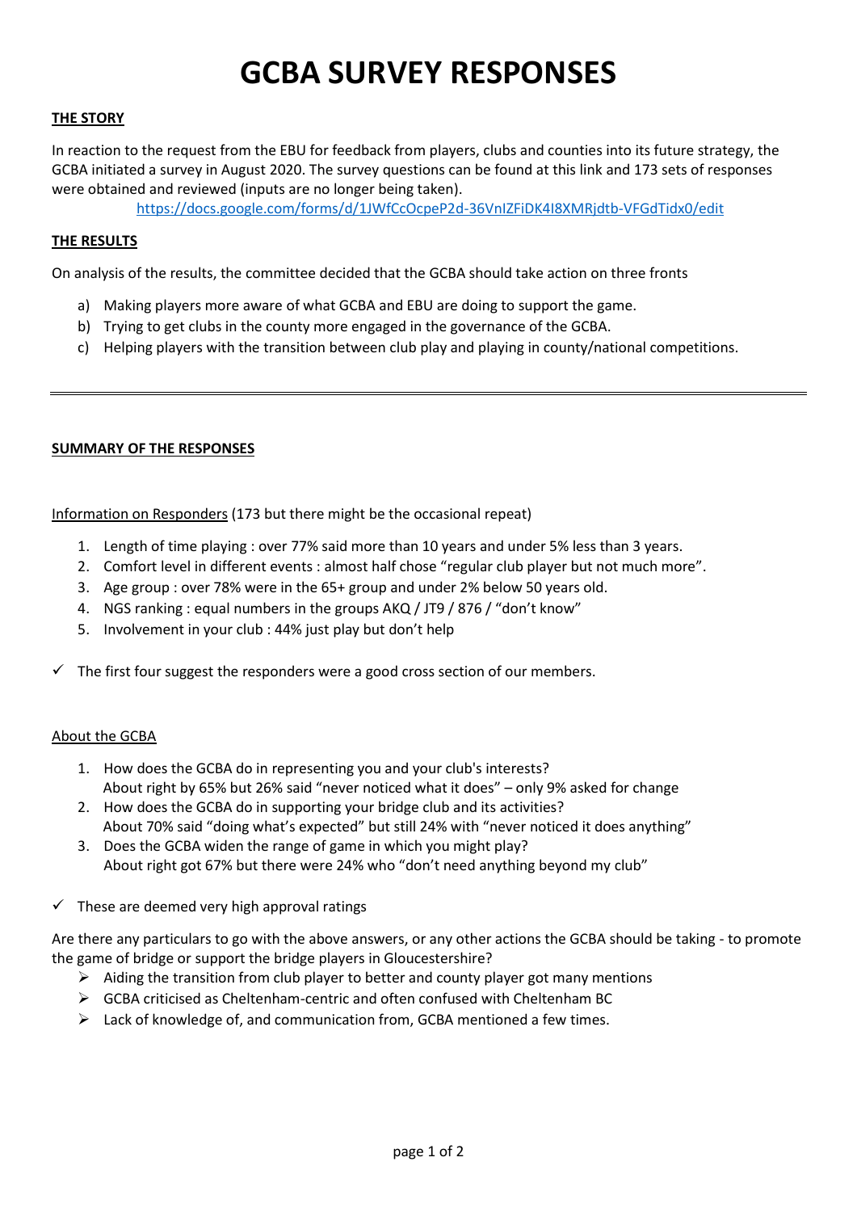# GCBA SURVEY RESPONSES

**THE STORY**

In reaction to the request from the EBU for feedback from players, clubs and counties into its future strategy, the GCBA initiated a survey in August 2020. The survey questions can be found at this link and 173 sets of responses were obtained and reviewed (inputs are no longer being taken).

https://docs.google.com/forms/d/1JWfCcOcpeP2d-36VnIZFiDK4I8XMRjdtb-VFGdTidx0/edit

**THE RESULTS**

On analysis of the results, the committee decided that the GCBA should take action on three fronts

a) Making players more aware of what GCBA and EBU are doing to support the game.
b) Trying to get clubs in the county more engaged in the governance of the GCBA.
c) Helping players with the transition between club play and playing in county/national competitions.

---

**SUMMARY OF THE RESPONSES**

Information on Responders (173 but there might be the occasional repeat)

1. Length of time playing : over 77% said more than 10 years and under 5% less than 3 years.
2. Comfort level in different events : almost half chose "regular club player but not much more".
3. Age group : over 78% were in the 65+ group and under 2% below 50 years old.
4. NGS ranking : equal numbers in the groups AKQ / JT9 / 876 / "don't know"
5. Involvement in your club : 44% just play but don't help

✓ The first four suggest the responders were a good cross section of our members.

About the GCBA

1. How does the GCBA do in representing you and your club's interests?
   About right by 65% but 26% said "never noticed what it does" – only 9% asked for change
2. How does the GCBA do in supporting your bridge club and its activities?
   About 70% said "doing what's expected" but still 24% with "never noticed it does anything"
3. Does the GCBA widen the range of game in which you might play?
   About right got 67% but there were 24% who "don't need anything beyond my club"

✓ These are deemed very high approval ratings

Are there any particulars to go with the above answers, or any other actions the GCBA should be taking - to promote the game of bridge or support the bridge players in Gloucestershire?

- Aiding the transition from club player to better and county player got many mentions
- GCBA criticised as Cheltenham-centric and often confused with Cheltenham BC
- Lack of knowledge of, and communication from, GCBA mentioned a few times.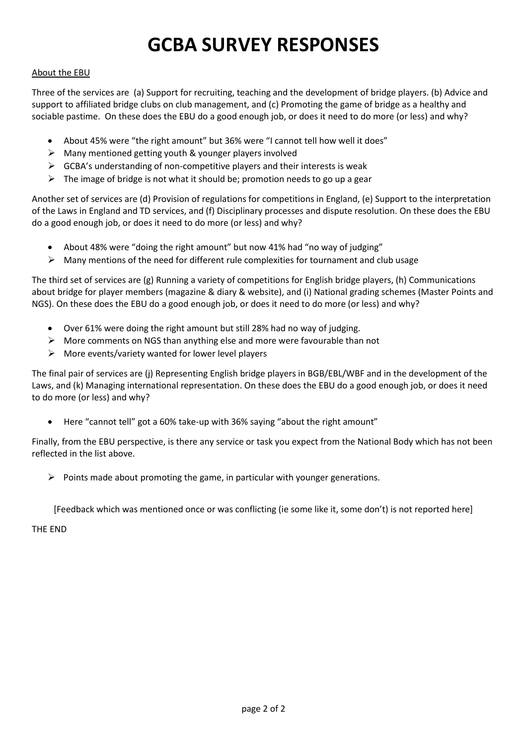# GCBA SURVEY RESPONSES

About the EBU

Three of the services are (a) Support for recruiting, teaching and the development of bridge players. (b) Advice and support to affiliated bridge clubs on club management, and (c) Promoting the game of bridge as a healthy and sociable pastime. On these does the EBU do a good enough job, or does it need to do more (or less) and why?

- About 45% were "the right amount" but 36% were "I cannot tell how well it does"
- Many mentioned getting youth & younger players involved
- GCBA's understanding of non-competitive players and their interests is weak
- The image of bridge is not what it should be; promotion needs to go up a gear

Another set of services are (d) Provision of regulations for competitions in England, (e) Support to the interpretation of the Laws in England and TD services, and (f) Disciplinary processes and dispute resolution. On these does the EBU do a good enough job, or does it need to do more (or less) and why?

- About 48% were "doing the right amount" but now 41% had "no way of judging"
- Many mentions of the need for different rule complexities for tournament and club usage

The third set of services are (g) Running a variety of competitions for English bridge players, (h) Communications about bridge for player members (magazine & diary & website), and (i) National grading schemes (Master Points and NGS). On these does the EBU do a good enough job, or does it need to do more (or less) and why?

- Over 61% were doing the right amount but still 28% had no way of judging.
- More comments on NGS than anything else and more were favourable than not
- More events/variety wanted for lower level players

The final pair of services are (j) Representing English bridge players in BGB/EBL/WBF and in the development of the Laws, and (k) Managing international representation. On these does the EBU do a good enough job, or does it need to do more (or less) and why?

- Here "cannot tell" got a 60% take-up with 36% saying "about the right amount"

Finally, from the EBU perspective, is there any service or task you expect from the National Body which has not been reflected in the list above.

- Points made about promoting the game, in particular with younger generations.

[Feedback which was mentioned once or was conflicting (ie some like it, some don't) is not reported here]

THE END